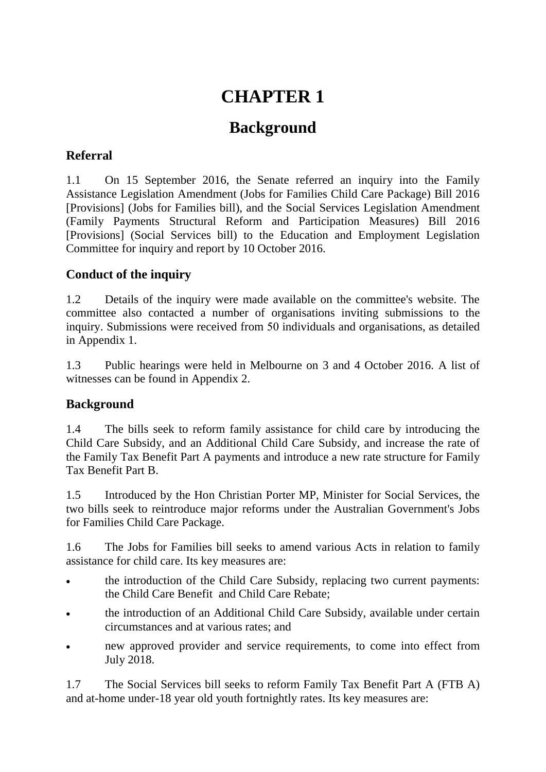# CHAPTER 1

## Background

### Referral

1.1 On 15 September 2016, the Senate referred an inquiry into the Family Assistance Legislation Amendment (Jobs for Families Child Care Package) Bill 2016 [Provisions] (Jobs for Families bill), and the Social Services Legislation Amendment (Family Payments Structural Reform and Participation Measures) Bill 2016 [Provisions] (Social Services bill) to the Education and Employment Legislation Committee for inquiry and report by 10 October 2016.

### Conduct of the inquiry

1.2 Details of the inquiry were made available on the committee's website. The committee also contacted a number of organisations inviting submissions to the inquiry. Submissions were received from 50 individuals and organisations, as detailed in Appendix 1.

1.3 Public hearings were held in Melbourne on 3 and 4 October 2016. A list of witnesses can be found in Appendix 2.

### Background

1.4 The bills seek to reform family assistance for child care by introducing the Child Care Subsidy, and an Additional Child Care Subsidy, and increase the rate of the Family Tax Benefit Part A payments and introduce a new rate structure for Family Tax Benefit Part B.

1.5 Introduced by the Hon Christian Porter MP, Minister for Social Services, the two bills seek to reintroduce major reforms under the Australian Government's Jobs for Families Child Care Package.

1.6 The Jobs for Families bill seeks to amend various Acts in relation to family assistance for child care. Its key measures are:

- the introduction of the Child Care Subsidy, replacing two current payments: the Child Care Benefit and Child Care Rebate;
- the introduction of an Additional Child Care Subsidy, available under certain circumstances and at various rates; and
- new approved provider and service requirements, to come into effect from July 2018.

1.7 The Social Services bill seeks to reform Family Tax Benefit Part A (FTB A) and at-home under-18 year old youth fortnightly rates. Its key measures are: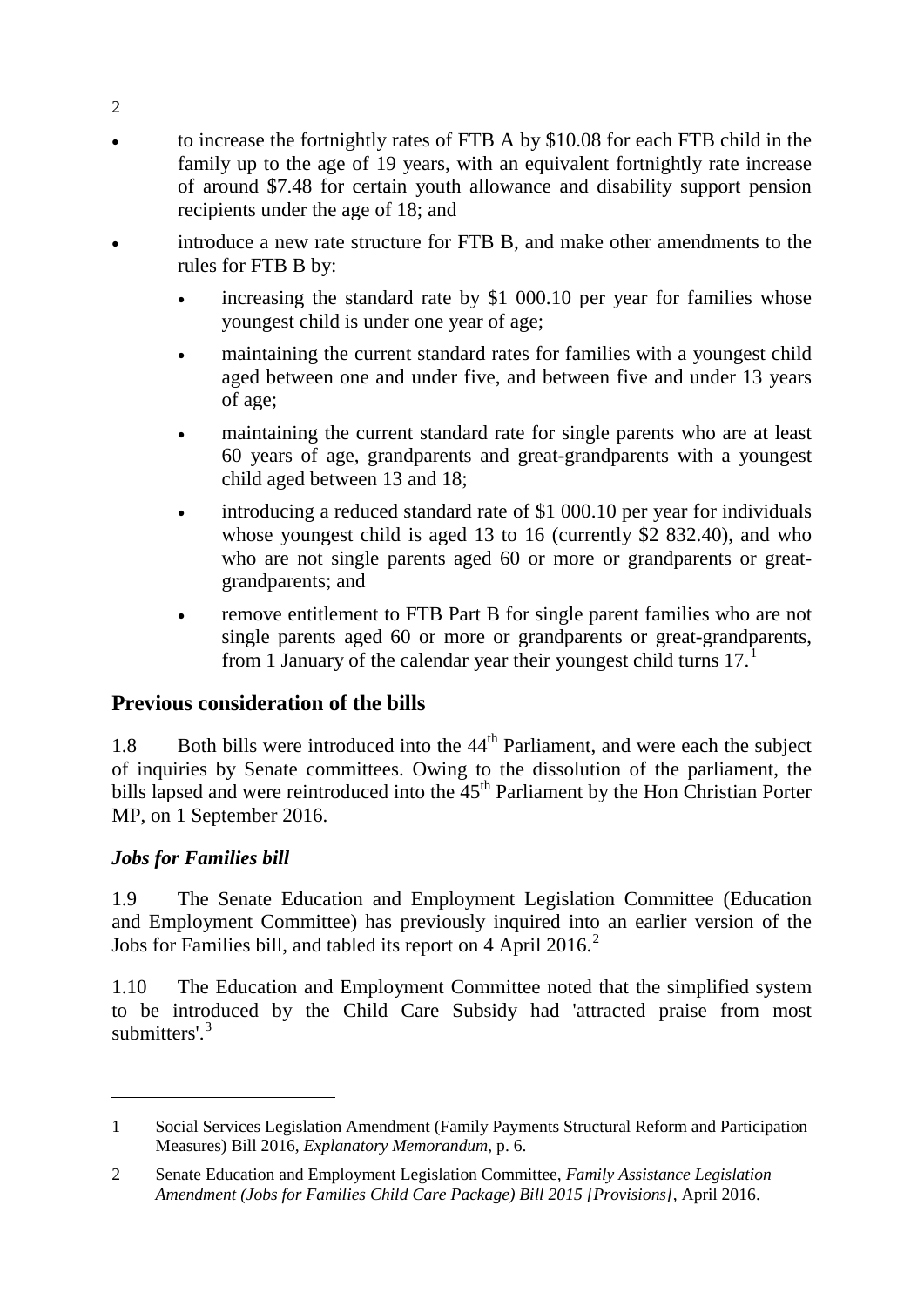- to increase the fortnightly rates of FTB A by $10.08 for each FTB child in the family up to the age of 19 years, with an equivalent fortnightly rate increase of around $7.48 for certain youth allowance and disability support pension recipients under the age of 18; and
- introduce a new rate structure for FTB B, and make other amendments to the rules for FTB B by:
  - increasing the standard rate by $1 000.10 per year for families whose youngest child is under one year of age;
  - maintaining the current standard rates for families with a youngest child aged between one and under five, and between five and under 13 years of age;
  - maintaining the current standard rate for single parents who are at least 60 years of age, grandparents and great-grandparents with a youngest child aged between 13 and 18;
  - introducing a reduced standard rate of $1 000.10 per year for individuals whose youngest child is aged 13 to 16 (currently $2 832.40), and who who are not single parents aged 60 or more or grandparents or great-grandparents; and
  - remove entitlement to FTB Part B for single parent families who are not single parents aged 60 or more or grandparents or great-grandparents, from 1 January of the calendar year their youngest child turns 17.[1]

## Previous consideration of the bills

1.8 Both bills were introduced into the 44th Parliament, and were each the subject of inquiries by Senate committees. Owing to the dissolution of the parliament, the bills lapsed and were reintroduced into the 45th Parliament by the Hon Christian Porter MP, on 1 September 2016.

### *Jobs for Families bill*

1.9 The Senate Education and Employment Legislation Committee (Education and Employment Committee) has previously inquired into an earlier version of the Jobs for Families bill, and tabled its report on 4 April 2016.[2]

1.10 The Education and Employment Committee noted that the simplified system to be introduced by the Child Care Subsidy had 'attracted praise from most submitters'.[3]

---

1 Social Services Legislation Amendment (Family Payments Structural Reform and Participation Measures) Bill 2016, *Explanatory Memorandum*, p. 6.

2 Senate Education and Employment Legislation Committee, *Family Assistance Legislation Amendment (Jobs for Families Child Care Package) Bill 2015 [Provisions]*, April 2016.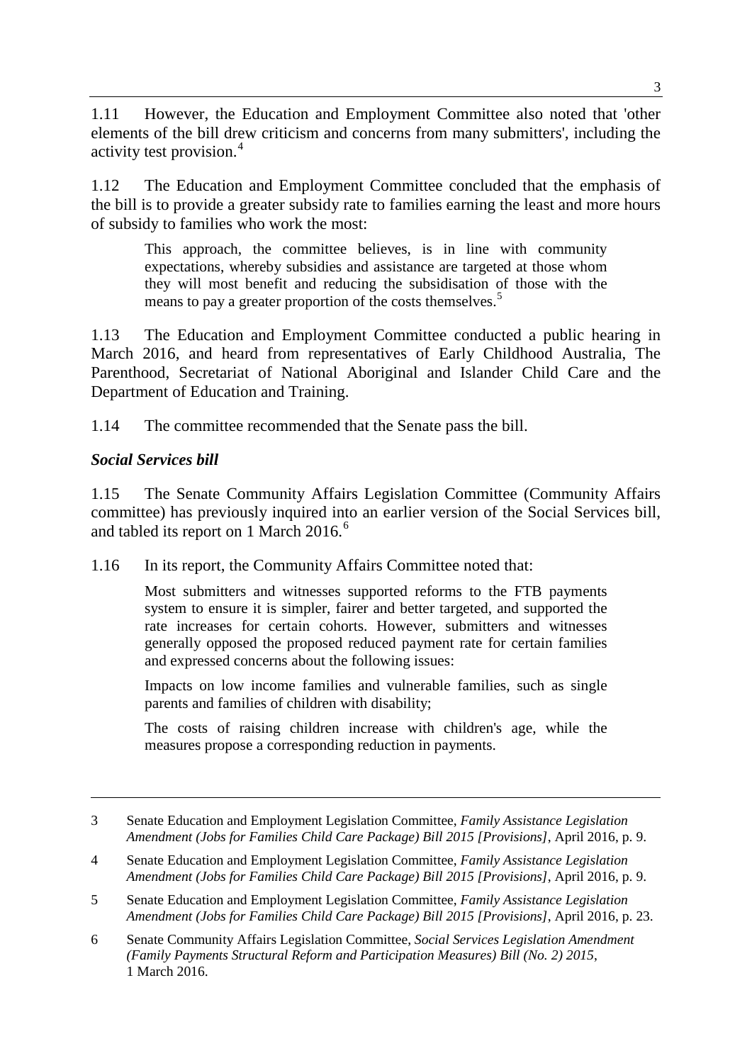1.11 However, the Education and Employment Committee also noted that 'other elements of the bill drew criticism and concerns from many submitters', including the activity test provision.[4]

1.12 The Education and Employment Committee concluded that the emphasis of the bill is to provide a greater subsidy rate to families earning the least and more hours of subsidy to families who work the most:

> This approach, the committee believes, is in line with community expectations, whereby subsidies and assistance are targeted at those whom they will most benefit and reducing the subsidisation of those with the means to pay a greater proportion of the costs themselves.[5]

1.13 The Education and Employment Committee conducted a public hearing in March 2016, and heard from representatives of Early Childhood Australia, The Parenthood, Secretariat of National Aboriginal and Islander Child Care and the Department of Education and Training.

1.14 The committee recommended that the Senate pass the bill.

### *Social Services bill*

1.15 The Senate Community Affairs Legislation Committee (Community Affairs committee) has previously inquired into an earlier version of the Social Services bill, and tabled its report on 1 March 2016.[6]

1.16 In its report, the Community Affairs Committee noted that:

> Most submitters and witnesses supported reforms to the FTB payments system to ensure it is simpler, fairer and better targeted, and supported the rate increases for certain cohorts. However, submitters and witnesses generally opposed the proposed reduced payment rate for certain families and expressed concerns about the following issues:
>
> Impacts on low income families and vulnerable families, such as single parents and families of children with disability;
>
> The costs of raising children increase with children's age, while the measures propose a corresponding reduction in payments.

---

3 Senate Education and Employment Legislation Committee, *Family Assistance Legislation Amendment (Jobs for Families Child Care Package) Bill 2015 [Provisions]*, April 2016, p. 9.

4 Senate Education and Employment Legislation Committee, *Family Assistance Legislation Amendment (Jobs for Families Child Care Package) Bill 2015 [Provisions]*, April 2016, p. 9.

5 Senate Education and Employment Legislation Committee, *Family Assistance Legislation Amendment (Jobs for Families Child Care Package) Bill 2015 [Provisions]*, April 2016, p. 23.

6 Senate Community Affairs Legislation Committee, *Social Services Legislation Amendment (Family Payments Structural Reform and Participation Measures) Bill (No. 2) 2015*, 1 March 2016.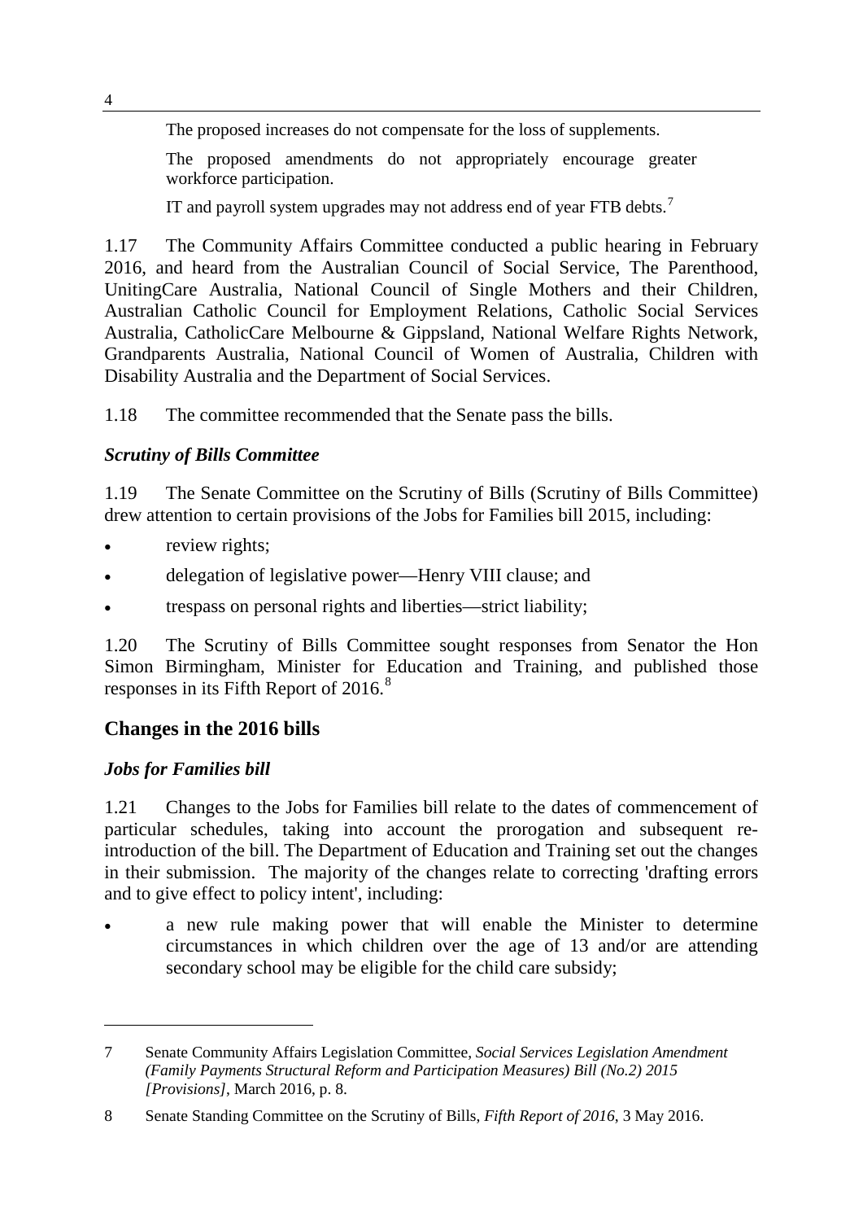The proposed increases do not compensate for the loss of supplements.

The proposed amendments do not appropriately encourage greater workforce participation.

IT and payroll system upgrades may not address end of year FTB debts.[7]

1.17 The Community Affairs Committee conducted a public hearing in February 2016, and heard from the Australian Council of Social Service, The Parenthood, UnitingCare Australia, National Council of Single Mothers and their Children, Australian Catholic Council for Employment Relations, Catholic Social Services Australia, CatholicCare Melbourne & Gippsland, National Welfare Rights Network, Grandparents Australia, National Council of Women of Australia, Children with Disability Australia and the Department of Social Services.

1.18 The committee recommended that the Senate pass the bills.

### *Scrutiny of Bills Committee*

1.19 The Senate Committee on the Scrutiny of Bills (Scrutiny of Bills Committee) drew attention to certain provisions of the Jobs for Families bill 2015, including:

- review rights;
- delegation of legislative power—Henry VIII clause; and
- trespass on personal rights and liberties—strict liability;

1.20 The Scrutiny of Bills Committee sought responses from Senator the Hon Simon Birmingham, Minister for Education and Training, and published those responses in its Fifth Report of 2016.[8]

## Changes in the 2016 bills

### *Jobs for Families bill*

1.21 Changes to the Jobs for Families bill relate to the dates of commencement of particular schedules, taking into account the prorogation and subsequent re-introduction of the bill. The Department of Education and Training set out the changes in their submission. The majority of the changes relate to correcting 'drafting errors and to give effect to policy intent', including:

- a new rule making power that will enable the Minister to determine circumstances in which children over the age of 13 and/or are attending secondary school may be eligible for the child care subsidy;

---

7 Senate Community Affairs Legislation Committee, *Social Services Legislation Amendment (Family Payments Structural Reform and Participation Measures) Bill (No.2) 2015 [Provisions]*, March 2016, p. 8.

8 Senate Standing Committee on the Scrutiny of Bills, *Fifth Report of 2016*, 3 May 2016.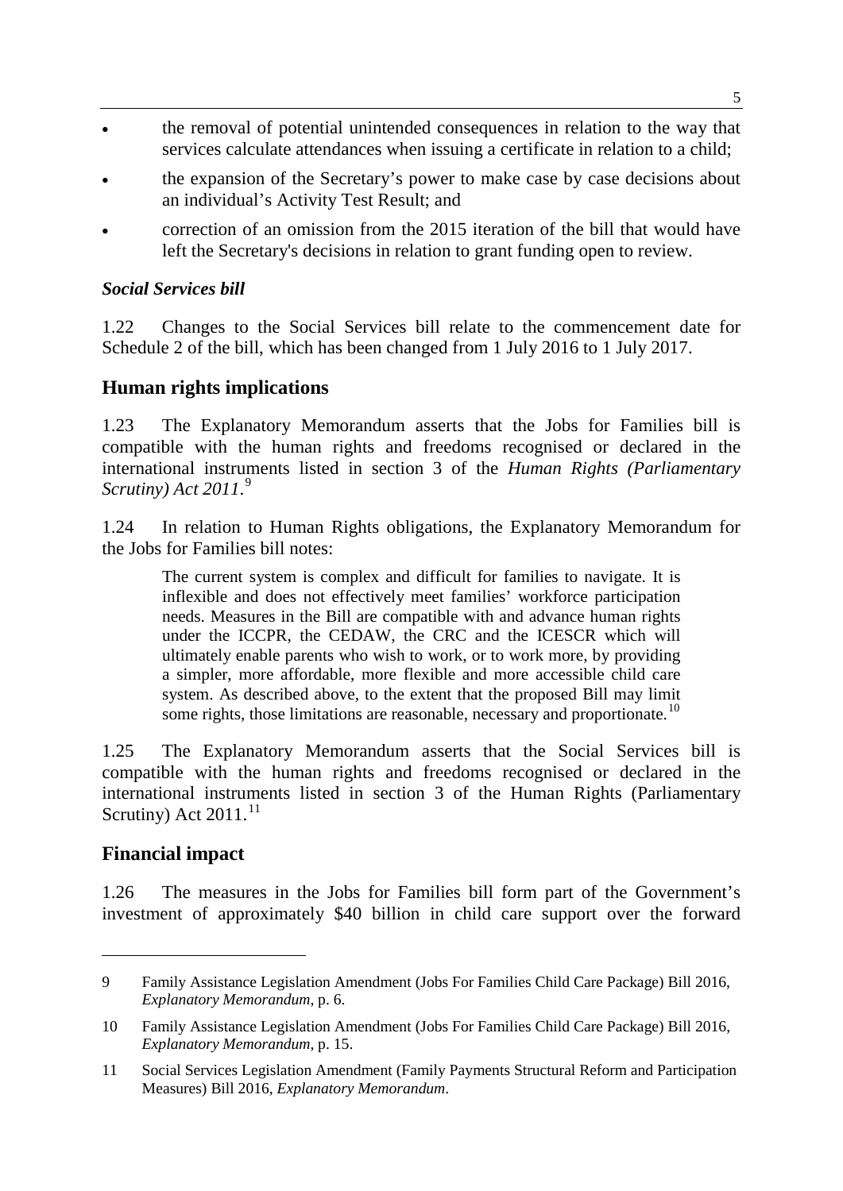- the removal of potential unintended consequences in relation to the way that services calculate attendances when issuing a certificate in relation to a child;
- the expansion of the Secretary's power to make case by case decisions about an individual's Activity Test Result; and
- correction of an omission from the 2015 iteration of the bill that would have left the Secretary's decisions in relation to grant funding open to review.

### *Social Services bill*

1.22 Changes to the Social Services bill relate to the commencement date for Schedule 2 of the bill, which has been changed from 1 July 2016 to 1 July 2017.

## Human rights implications

1.23 The Explanatory Memorandum asserts that the Jobs for Families bill is compatible with the human rights and freedoms recognised or declared in the international instruments listed in section 3 of the *Human Rights (Parliamentary Scrutiny) Act 2011*.[9]

1.24 In relation to Human Rights obligations, the Explanatory Memorandum for the Jobs for Families bill notes:

> The current system is complex and difficult for families to navigate. It is inflexible and does not effectively meet families' workforce participation needs. Measures in the Bill are compatible with and advance human rights under the ICCPR, the CEDAW, the CRC and the ICESCR which will ultimately enable parents who wish to work, or to work more, by providing a simpler, more affordable, more flexible and more accessible child care system. As described above, to the extent that the proposed Bill may limit some rights, those limitations are reasonable, necessary and proportionate.[10]

1.25 The Explanatory Memorandum asserts that the Social Services bill is compatible with the human rights and freedoms recognised or declared in the international instruments listed in section 3 of the Human Rights (Parliamentary Scrutiny) Act 2011.[11]

## Financial impact

1.26 The measures in the Jobs for Families bill form part of the Government's investment of approximately $40 billion in child care support over the forward

---

9 Family Assistance Legislation Amendment (Jobs For Families Child Care Package) Bill 2016, *Explanatory Memorandum*, p. 6.

10 Family Assistance Legislation Amendment (Jobs For Families Child Care Package) Bill 2016, *Explanatory Memorandum*, p. 15.

11 Social Services Legislation Amendment (Family Payments Structural Reform and Participation Measures) Bill 2016, *Explanatory Memorandum*.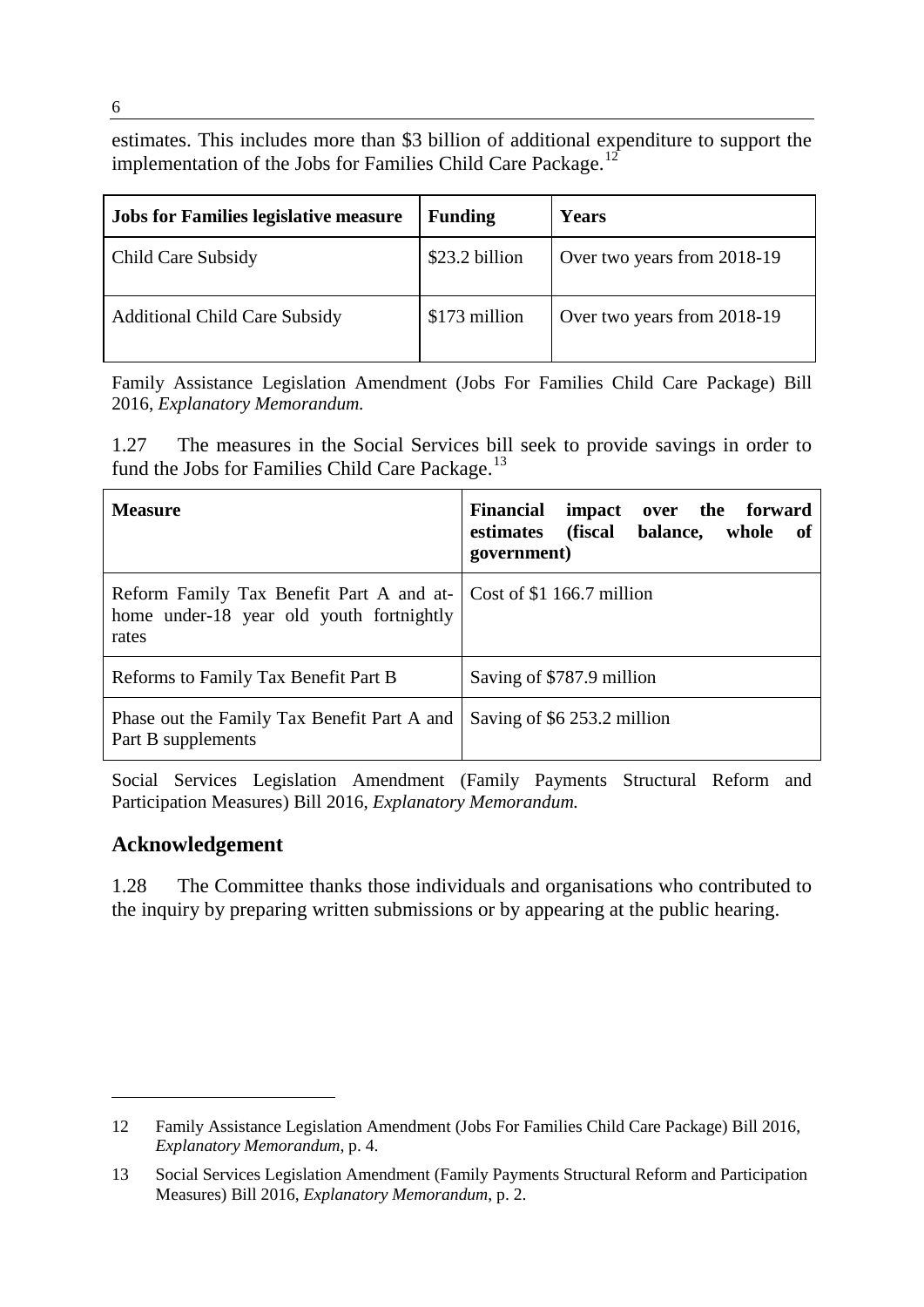estimates. This includes more than $3 billion of additional expenditure to support the implementation of the Jobs for Families Child Care Package.[12]

| Jobs for Families legislative measure | Funding | Years |
| --- | --- | --- |
| Child Care Subsidy | $23.2 billion | Over two years from 2018-19 |
| Additional Child Care Subsidy | $173 million | Over two years from 2018-19 |

Family Assistance Legislation Amendment (Jobs For Families Child Care Package) Bill 2016, *Explanatory Memorandum.*

1.27 The measures in the Social Services bill seek to provide savings in order to fund the Jobs for Families Child Care Package.[13]

| Measure | Financial impact over the forward estimates (fiscal balance, whole of government) |
| --- | --- |
| Reform Family Tax Benefit Part A and at-home under-18 year old youth fortnightly rates | Cost of $1 166.7 million |
| Reforms to Family Tax Benefit Part B | Saving of $787.9 million |
| Phase out the Family Tax Benefit Part A and Part B supplements | Saving of $6 253.2 million |

Social Services Legislation Amendment (Family Payments Structural Reform and Participation Measures) Bill 2016, *Explanatory Memorandum.*

## Acknowledgement

1.28 The Committee thanks those individuals and organisations who contributed to the inquiry by preparing written submissions or by appearing at the public hearing.

---

12 Family Assistance Legislation Amendment (Jobs For Families Child Care Package) Bill 2016, *Explanatory Memorandum*, p. 4.

13 Social Services Legislation Amendment (Family Payments Structural Reform and Participation Measures) Bill 2016, *Explanatory Memorandum*, p. 2.